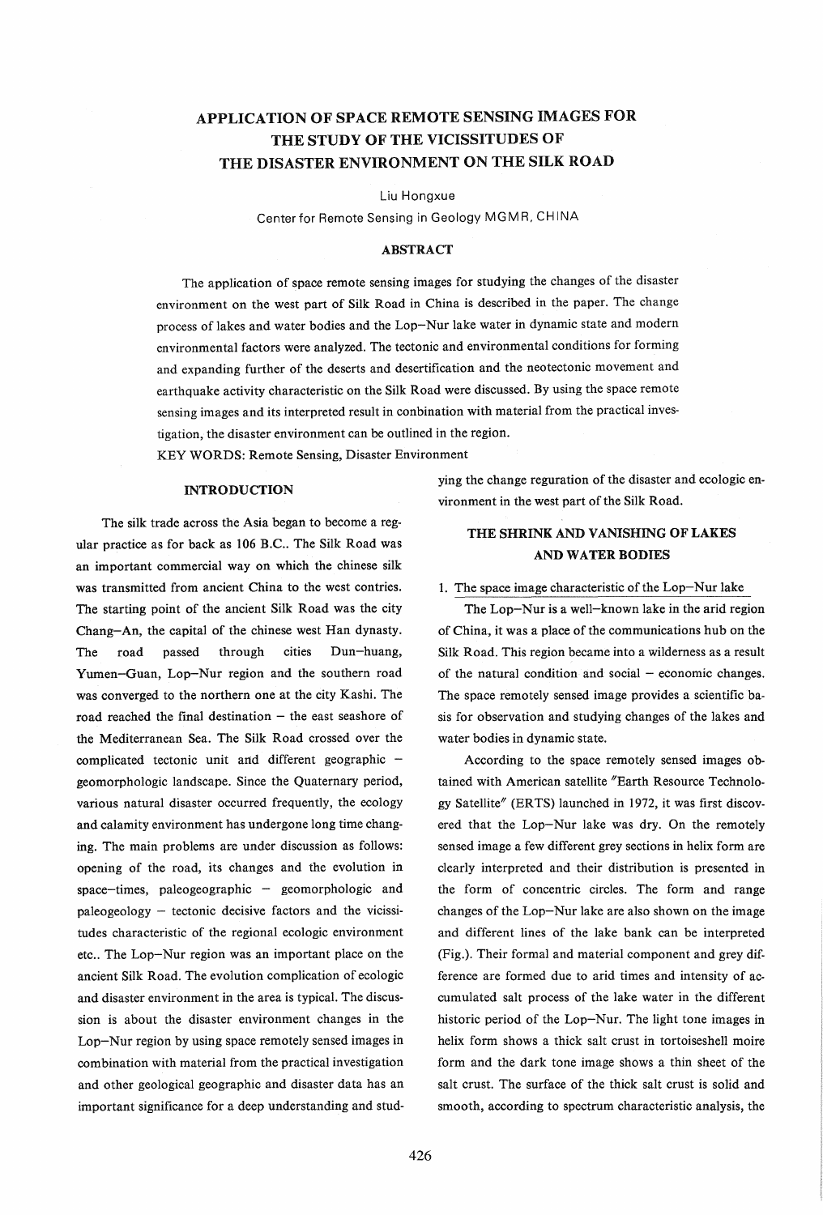# APPLICATION OF SPACE REMOTE SENSING IMAGES FOR THE STUDY OF THE VICISSITUDES OF THE DISASTER ENVIRONMENT ON THE SILK ROAD

Liu Hongxue

Center for Remote Sensing in Geology MGMR, CHINA

## ABSTRACT

The application of space remote sensing images for studying the changes of the disaster environment on the west part of Silk Road in China is described in the paper. The change process of lakes and water bodies and the Lop–Nur lake water in dynamic state and modern environmental factors were analyzed. The tectonic and environmental conditions for forming and expanding further of the deserts and desertification and the neotectonic movement and earthquake activity characteristic on the Silk Road were discussed. By using the space remote sensing images and its interpreted result in conbination with material from the practical investigation, the disaster environment can be outlined in the region.

KEY WORDS: Remote Sensing, Disaster Environment

## INTRODUCTION

The silk trade across the Asia began to become a regular practice as for back as 106 B.C.. The Silk Road was an important commercial way on which the chinese silk was transmitted from ancient China to the west contries. The starting point of the ancient Silk Road was the city Chang–An, the capital of the chinese west Han dynasty. The road passed through cities Dun–huang, Yumen–Guan, Lop–Nur region and the southern road was converged to the northern one at the city Kashi. The road reached the final destination – the east seashore of the Mediterranean Sea. The Silk Road crossed over the complicated tectonic unit and different geographic – geomorphologic landscape. Since the Quaternary period, various natural disaster occurred frequently, the ecology and calamity environment has undergone long time changing. The main problems are under discussion as follows: opening of the road, its changes and the evolution in space–times, paleogeographic – geomorphologic and paleogeology – tectonic decisive factors and the vicissitudes characteristic of the regional ecologic environment etc.. The Lop–Nur region was an important place on the ancient Silk Road. The evolution complication of ecologic and disaster environment in the area is typical. The discussion is about the disaster environment changes in the Lop–Nur region by using space remotely sensed images in combination with material from the practical investigation and other geological geographic and disaster data has an important significance for a deep understanding and studying the change reguration of the disaster and ecologic environment in the west part of the Silk Road.

## THE SHRINK AND VANISHING OF LAKES AND WATER BODIES

1. The space image characteristic of the Lop–Nur lake

The Lop–Nur is a well–known lake in the arid region of China, it was a place of the communications hub on the Silk Road. This region became into a wilderness as a result of the natural condition and social – economic changes. The space remotely sensed image provides a scientific basis for observation and studying changes of the lakes and water bodies in dynamic state.

According to the space remotely sensed images obtained with American satellite "Earth Resource Technology Satellite" (ERTS) launched in 1972, it was first discovered that the Lop–Nur lake was dry. On the remotely sensed image a few different grey sections in helix form are clearly interpreted and their distribution is presented in the form of concentric circles. The form and range changes of the Lop–Nur lake are also shown on the image and different lines of the lake bank can be interpreted (Fig.). Their formal and material component and grey difference are formed due to arid times and intensity of accumulated salt process of the lake water in the different historic period of the Lop–Nur. The light tone images in helix form shows a thick salt crust in tortoiseshell moire form and the dark tone image shows a thin sheet of the salt crust. The surface of the thick salt crust is solid and smooth, according to spectrum characteristic analysis, the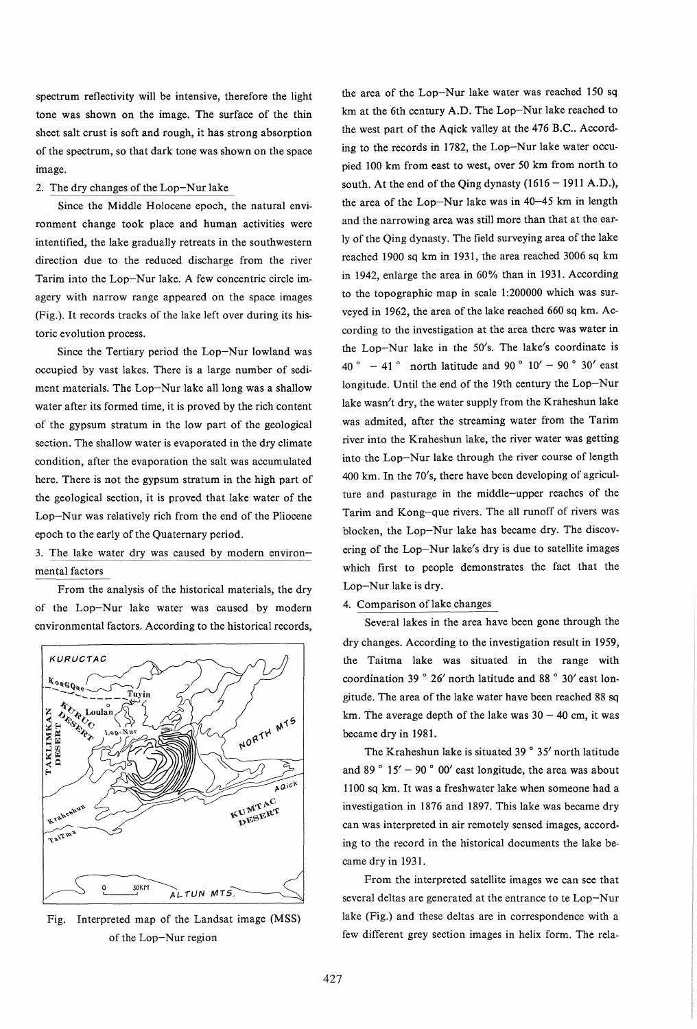spectrum reflectivity will be intensive, therefore the light tone was shown on the image. The surface of the thin sheet salt crust is soft and rough, it has strong absorption of the spectrum, so that dark tone was shown on the space image.

2. The dry changes of the Lop–Nur lake

Since the Middle Holocene epoch, the natural environment change took place and human activities were intentified, the lake gradually retreats in the southwestern direction due to the reduced discharge from the river Tarim into the Lop–Nur lake. A few concentric circle imagery with narrow range appeared on the space images (Fig.). It records tracks of the lake left over during its historic evolution process.

Since the Tertiary period the Lop–Nur lowland was occupied by vast lakes. There is a large number of sediment materials. The Lop–Nur lake all long was a shallow water after its formed time, it is proved by the rich content of the gypsum stratum in the low part of the geological section. The shallow water is evaporated in the dry climate condition, after the evaporation the salt was accumulated here. There is not the gypsum stratum in the high part of the geological section, it is proved that lake water of the Lop–Nur was relatively rich from the end of the Pliocene epoch to the early of the Quaternary period.

3. The lake water dry was caused by modern environmental factors

From the analysis of the historical materials, the dry of the Lop–Nur lake water was caused by modern environmental factors. According to the historical records, the area of the Lop–Nur lake water was reached 150 sq km at the 6th century A.D. The Lop–Nur lake reached to the west part of the Aqick valley at the 476 B.C.. According to the records in 1782, the Lop–Nur lake water occupied 100 km from east to west, over 50 km from north to south. At the end of the Qing dynasty (1616 – 1911 A.D.), the area of the Lop–Nur lake was in 40–45 km in length and the narrowing area was still more than that at the early of the Qing dynasty. The field surveying area of the lake reached 1900 sq km in 1931, the area reached 3006 sq km in 1942, enlarge the area in 60% than in 1931. According to the topographic map in scale 1:200000 which was surveyed in 1962, the area of the lake reached 660 sq km. According to the investigation at the area there was water in the Lop–Nur lake in the 50's. The lake's coordinate is 40 ° – 41 ° north latitude and 90 ° 10′ – 90 ° 30′ east longitude. Until the end of the 19th century the Lop–Nur lake wasn't dry, the water supply from the Kraheshun lake was admited, after the streaming water from the Tarim river into the Kraheshun lake, the river water was getting into the Lop–Nur lake through the river course of length 400 km. In the 70's, there have been developing of agriculture and pasturage in the middle–upper reaches of the Tarim and Kong–que rivers. The all runoff of rivers was blocken, the Lop–Nur lake has became dry. The discovering of the Lop–Nur lake's dry is due to satellite images which first to people demonstrates the fact that the Lop–Nur lake is dry.

Fig. Interpreted map of the Landsat image (MSS) of the Lop–Nur region

4. Comparison of lake changes

Several lakes in the area have been gone through the dry changes. According to the investigation result in 1959, the Taitma lake was situated in the range with coordination 39 ° 26′ north latitude and 88 ° 30′ east longitude. The area of the lake water have been reached 88 sq km. The average depth of the lake was 30 – 40 cm, it was became dry in 1981.

The Kraheshun lake is situated 39 ° 35′ north latitude and 89 ° 15′ – 90 ° 00′ east longitude, the area was about 1100 sq km. It was a freshwater lake when someone had a investigation in 1876 and 1897. This lake was became dry can was interpreted in air remotely sensed images, according to the record in the historical documents the lake became dry in 1931.

From the interpreted satellite images we can see that several deltas are generated at the entrance to te Lop–Nur lake (Fig.) and these deltas are in correspondence with a few different grey section images in helix form. The rela-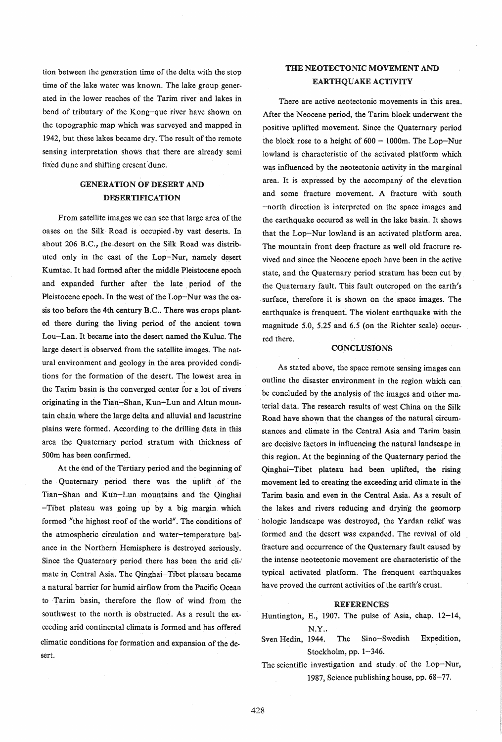tion between the generation time of the delta with the stop time of the lake water was known. The lake group generated in the lower reaches of the Tarim river and lakes in bend of tributary of the Kong–que river have shown on the topographic map which was surveyed and mapped in 1942, but these lakes became dry. The result of the remote sensing interpretation shows that there are already semi fixed dune and shifting cresent dune.

## GENERATION OF DESERT AND DESERTIFICATION

From satellite images we can see that large area of the oases on the Silk Road is occupied by vast deserts. In about 206 B.C., the desert on the Silk Road was distributed only in the east of the Lop–Nur, namely desert Kumtac. It had formed after the middle Pleistocene epoch and expanded further after the late period of the Pleistocene epoch. In the west of the Lop–Nur was the oasis too before the 4th century B.C.. There was crops planted there during the living period of the ancient town Lou–Lan. It became into the desert named the Kuluc. The large desert is observed from the satellite images. The natural environment and geology in the area provided conditions for the formation of the desert. The lowest area in the Tarim basin is the converged center for a lot of rivers originating in the Tian–Shan, Kun–Lun and Altun mountain chain where the large delta and alluvial and lacustrine plains were formed. According to the drilling data in this area the Quaternary period stratum with thickness of 500m has been confirmed.

At the end of the Tertiary period and the beginning of the Quaternary period there was the uplift of the Tian–Shan and Kun–Lun mountains and the Qinghai–Tibet plateau was going up by a big margin which formed "the highest roof of the world". The conditions of the atmospheric circulation and water–temperature balance in the Northern Hemisphere is destroyed seriously. Since the Quaternary period there has been the arid climate in Central Asia. The Qinghai–Tibet plateau became a natural barrier for humid airflow from the Pacific Ocean to Tarim basin, therefore the flow of wind from the southwest to the north is obstructed. As a result the exceeding arid continental climate is formed and has offered climatic conditions for formation and expansion of the desert.

## THE NEOTECTONIC MOVEMENT AND EARTHQUAKE ACTIVITY

There are active neotectonic movements in this area. After the Neocene period, the Tarim block underwent the positive uplifted movement. Since the Quaternary period the block rose to a height of 600 – 1000m. The Lop–Nur lowland is characteristic of the activated platform which was influenced by the neotectonic activity in the marginal area. It is expressed by the accompany of the elevation and some fracture movement. A fracture with south –north direction is interpreted on the space images and the earthquake occured as well in the lake basin. It shows that the Lop–Nur lowland is an activated platform area. The mountain front deep fracture as well old fracture revived and since the Neocene epoch have been in the active state, and the Quaternary period stratum has been cut by the Quaternary fault. This fault outcroped on the earth's surface, therefore it is shown on the space images. The earthquake is frenquent. The violent earthquake with the magnitude 5.0, 5.25 and 6.5 (on the Richter scale) occurred there.

## CONCLUSIONS

As stated above, the space remote sensing images can outline the disaster environment in the region which can be concluded by the analysis of the images and other material data. The research results of west China on the Silk Road have shown that the changes of the natural circumstances and climate in the Central Asia and Tarim basin are decisive factors in influencing the natural landscape in this region. At the beginning of the Quaternary period the Qinghai–Tibet plateau had been uplifted, the rising movement led to creating the exceeding arid climate in the Tarim basin and even in the Central Asia. As a result of the lakes and rivers reducing and drying the geomorp hologic landscape was destroyed, the Yardan relief was formed and the desert was expanded. The revival of old fracture and occurrence of the Quaternary fault caused by the intense neotectonic movement are characteristic of the typical activated platform. The frenquent earthquakes have proved the current activities of the earth's crust.

## REFERENCES

Huntington, E., 1907. The pulse of Asia, chap. 12–14, N.Y..

Sven Hedin, 1944. The Sino–Swedish Expedition, Stockholm, pp. 1–346.

The scientific investigation and study of the Lop–Nur, 1987, Science publishing house, pp. 68–77.